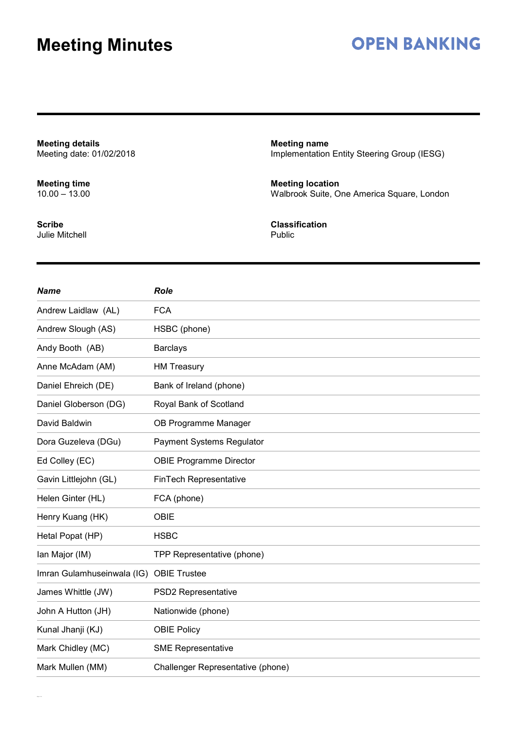# Meeting Minutes

**OPEN BANKING**

**Meeting details**
Meeting date: 01/02/2018

**Meeting name**
Implementation Entity Steering Group (IESG)

**Meeting time**
10.00 – 13.00

**Meeting location**
Walbrook Suite, One America Square, London

**Scribe**
Julie Mitchell

**Classification**
Public

| *Name* | *Role* |
|---|---|
| Andrew Laidlaw (AL) | FCA |
| Andrew Slough (AS) | HSBC (phone) |
| Andy Booth (AB) | Barclays |
| Anne McAdam (AM) | HM Treasury |
| Daniel Ehreich (DE) | Bank of Ireland (phone) |
| Daniel Globerson (DG) | Royal Bank of Scotland |
| David Baldwin | OB Programme Manager |
| Dora Guzeleva (DGu) | Payment Systems Regulator |
| Ed Colley (EC) | OBIE Programme Director |
| Gavin Littlejohn (GL) | FinTech Representative |
| Helen Ginter (HL) | FCA (phone) |
| Henry Kuang (HK) | OBIE |
| Hetal Popat (HP) | HSBC |
| Ian Major (IM) | TPP Representative (phone) |
| Imran Gulamhuseinwala (IG) | OBIE Trustee |
| James Whittle (JW) | PSD2 Representative |
| John A Hutton (JH) | Nationwide (phone) |
| Kunal Jhanji (KJ) | OBIE Policy |
| Mark Chidley (MC) | SME Representative |
| Mark Mullen (MM) | Challenger Representative (phone) |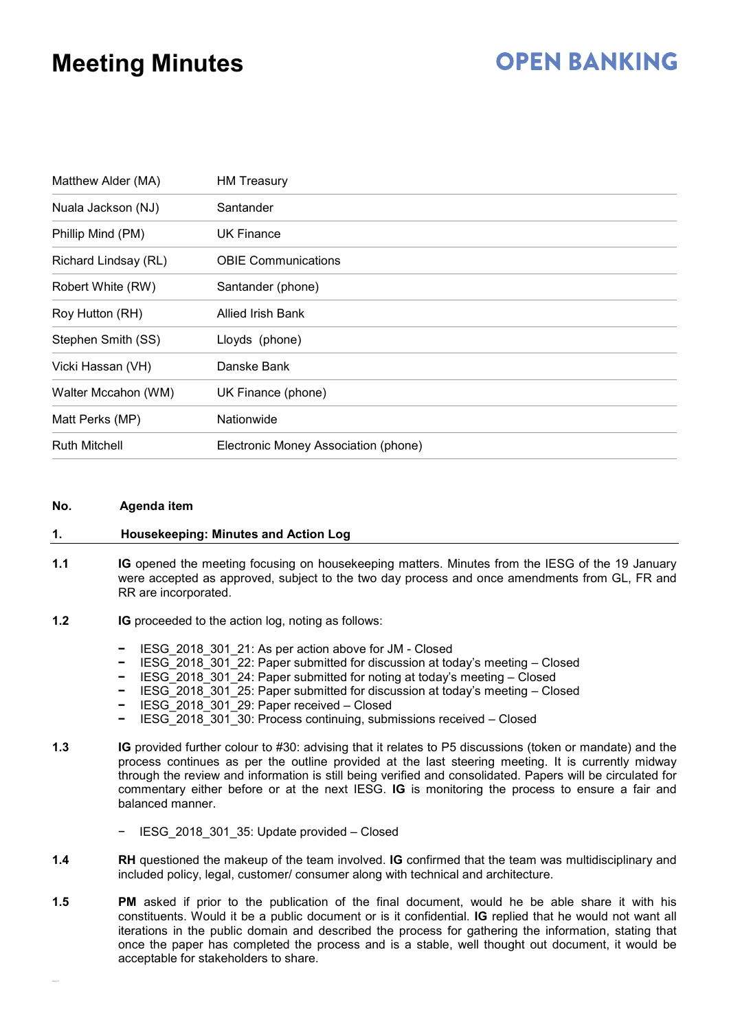# Meeting Minutes

| | |
|---|---|
| Matthew Alder (MA) | HM Treasury |
| Nuala Jackson (NJ) | Santander |
| Phillip Mind (PM) | UK Finance |
| Richard Lindsay (RL) | OBIE Communications |
| Robert White (RW) | Santander (phone) |
| Roy Hutton (RH) | Allied Irish Bank |
| Stephen Smith (SS) | Lloyds (phone) |
| Vicki Hassan (VH) | Danske Bank |
| Walter Mccahon (WM) | UK Finance (phone) |
| Matt Perks (MP) | Nationwide |
| Ruth Mitchell | Electronic Money Association (phone) |

**No. Agenda item**

**1. Housekeeping: Minutes and Action Log**

**1.1** **IG** opened the meeting focusing on housekeeping matters. Minutes from the IESG of the 19 January were accepted as approved, subject to the two day process and once amendments from GL, FR and RR are incorporated.

**1.2** **IG** proceeded to the action log, noting as follows:

- IESG_2018_301_21: As per action above for JM - Closed
- IESG_2018_301_22: Paper submitted for discussion at today's meeting – Closed
- IESG_2018_301_24: Paper submitted for noting at today's meeting – Closed
- IESG_2018_301_25: Paper submitted for discussion at today's meeting – Closed
- IESG_2018_301_29: Paper received – Closed
- IESG_2018_301_30: Process continuing, submissions received – Closed

**1.3** **IG** provided further colour to #30: advising that it relates to P5 discussions (token or mandate) and the process continues as per the outline provided at the last steering meeting. It is currently midway through the review and information is still being verified and consolidated. Papers will be circulated for commentary either before or at the next IESG. **IG** is monitoring the process to ensure a fair and balanced manner.

- IESG_2018_301_35: Update provided – Closed

**1.4** **RH** questioned the makeup of the team involved. **IG** confirmed that the team was multidisciplinary and included policy, legal, customer/ consumer along with technical and architecture.

**1.5** **PM** asked if prior to the publication of the final document, would he be able share it with his constituents. Would it be a public document or is it confidential. **IG** replied that he would not want all iterations in the public domain and described the process for gathering the information, stating that once the paper has completed the process and is a stable, well thought out document, it would be acceptable for stakeholders to share.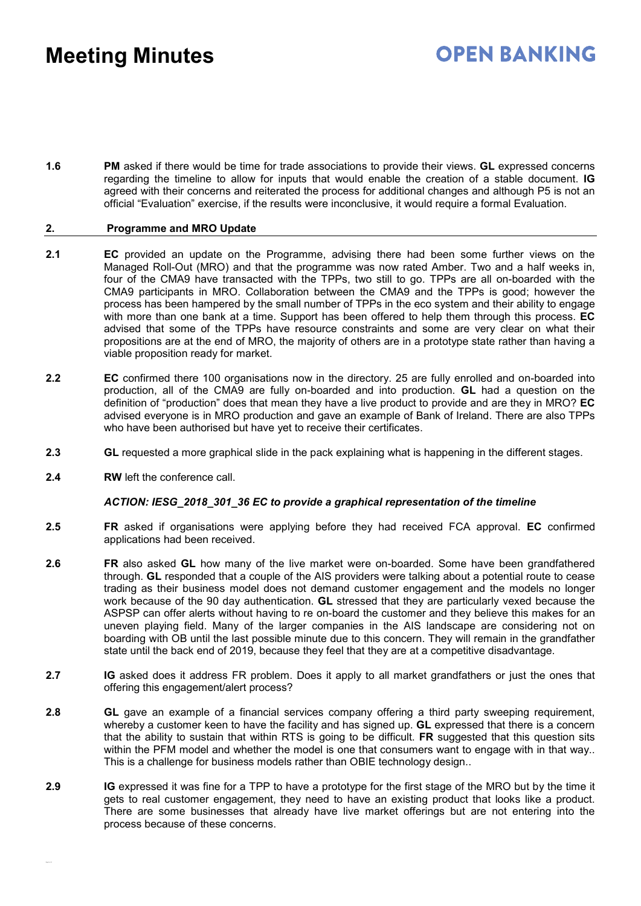**1.6** **PM** asked if there would be time for trade associations to provide their views. **GL** expressed concerns regarding the timeline to allow for inputs that would enable the creation of a stable document. **IG** agreed with their concerns and reiterated the process for additional changes and although P5 is not an official "Evaluation" exercise, if the results were inconclusive, it would require a formal Evaluation.

## 2. Programme and MRO Update

**2.1** **EC** provided an update on the Programme, advising there had been some further views on the Managed Roll-Out (MRO) and that the programme was now rated Amber. Two and a half weeks in, four of the CMA9 have transacted with the TPPs, two still to go. TPPs are all on-boarded with the CMA9 participants in MRO. Collaboration between the CMA9 and the TPPs is good; however the process has been hampered by the small number of TPPs in the eco system and their ability to engage with more than one bank at a time. Support has been offered to help them through this process. **EC** advised that some of the TPPs have resource constraints and some are very clear on what their propositions are at the end of MRO, the majority of others are in a prototype state rather than having a viable proposition ready for market.

**2.2** **EC** confirmed there 100 organisations now in the directory. 25 are fully enrolled and on-boarded into production, all of the CMA9 are fully on-boarded and into production. **GL** had a question on the definition of "production" does that mean they have a live product to provide and are they in MRO? **EC** advised everyone is in MRO production and gave an example of Bank of Ireland. There are also TPPs who have been authorised but have yet to receive their certificates.

**2.3** **GL** requested a more graphical slide in the pack explaining what is happening in the different stages.

**2.4** **RW** left the conference call.

***ACTION: IESG_2018_301_36 EC to provide a graphical representation of the timeline***

**2.5** **FR** asked if organisations were applying before they had received FCA approval. **EC** confirmed applications had been received.

**2.6** **FR** also asked **GL** how many of the live market were on-boarded. Some have been grandfathered through. **GL** responded that a couple of the AIS providers were talking about a potential route to cease trading as their business model does not demand customer engagement and the models no longer work because of the 90 day authentication. **GL** stressed that they are particularly vexed because the ASPSP can offer alerts without having to re on-board the customer and they believe this makes for an uneven playing field. Many of the larger companies in the AIS landscape are considering not on boarding with OB until the last possible minute due to this concern. They will remain in the grandfather state until the back end of 2019, because they feel that they are at a competitive disadvantage.

**2.7** **IG** asked does it address FR problem. Does it apply to all market grandfathers or just the ones that offering this engagement/alert process?

**2.8** **GL** gave an example of a financial services company offering a third party sweeping requirement, whereby a customer keen to have the facility and has signed up. **GL** expressed that there is a concern that the ability to sustain that within RTS is going to be difficult. **FR** suggested that this question sits within the PFM model and whether the model is one that consumers want to engage with in that way.. This is a challenge for business models rather than OBIE technology design..

**2.9** **IG** expressed it was fine for a TPP to have a prototype for the first stage of the MRO but by the time it gets to real customer engagement, they need to have an existing product that looks like a product. There are some businesses that already have live market offerings but are not entering into the process because of these concerns.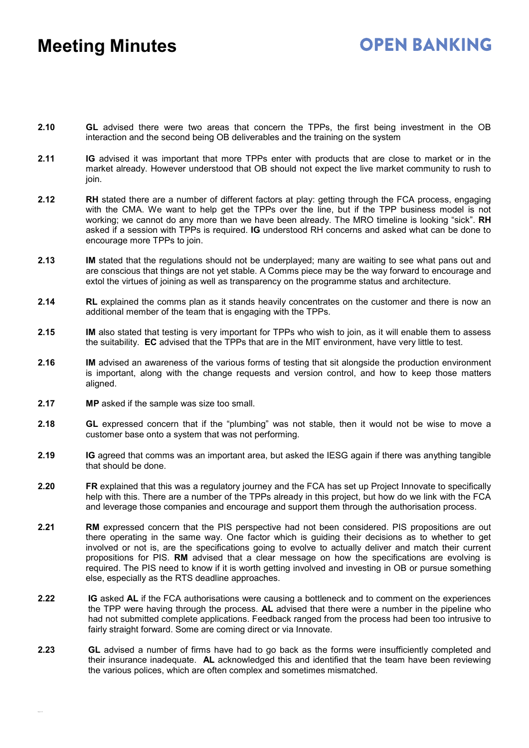**2.10** **GL** advised there were two areas that concern the TPPs, the first being investment in the OB interaction and the second being OB deliverables and the training on the system

**2.11** **IG** advised it was important that more TPPs enter with products that are close to market or in the market already. However understood that OB should not expect the live market community to rush to join.

**2.12** **RH** stated there are a number of different factors at play: getting through the FCA process, engaging with the CMA. We want to help get the TPPs over the line, but if the TPP business model is not working; we cannot do any more than we have been already. The MRO timeline is looking "sick". **RH** asked if a session with TPPs is required. **IG** understood RH concerns and asked what can be done to encourage more TPPs to join.

**2.13** **IM** stated that the regulations should not be underplayed; many are waiting to see what pans out and are conscious that things are not yet stable. A Comms piece may be the way forward to encourage and extol the virtues of joining as well as transparency on the programme status and architecture.

**2.14** **RL** explained the comms plan as it stands heavily concentrates on the customer and there is now an additional member of the team that is engaging with the TPPs.

**2.15** **IM** also stated that testing is very important for TPPs who wish to join, as it will enable them to assess the suitability. **EC** advised that the TPPs that are in the MIT environment, have very little to test.

**2.16** **IM** advised an awareness of the various forms of testing that sit alongside the production environment is important, along with the change requests and version control, and how to keep those matters aligned.

**2.17** **MP** asked if the sample was size too small.

**2.18** **GL** expressed concern that if the "plumbing" was not stable, then it would not be wise to move a customer base onto a system that was not performing.

**2.19** **IG** agreed that comms was an important area, but asked the IESG again if there was anything tangible that should be done.

**2.20** **FR** explained that this was a regulatory journey and the FCA has set up Project Innovate to specifically help with this. There are a number of the TPPs already in this project, but how do we link with the FCA and leverage those companies and encourage and support them through the authorisation process.

**2.21** **RM** expressed concern that the PIS perspective had not been considered. PIS propositions are out there operating in the same way. One factor which is guiding their decisions as to whether to get involved or not is, are the specifications going to evolve to actually deliver and match their current propositions for PIS. **RM** advised that a clear message on how the specifications are evolving is required. The PIS need to know if it is worth getting involved and investing in OB or pursue something else, especially as the RTS deadline approaches.

**2.22** **IG** asked **AL** if the FCA authorisations were causing a bottleneck and to comment on the experiences the TPP were having through the process. **AL** advised that there were a number in the pipeline who had not submitted complete applications. Feedback ranged from the process had been too intrusive to fairly straight forward. Some are coming direct or via Innovate.

**2.23** **GL** advised a number of firms have had to go back as the forms were insufficiently completed and their insurance inadequate. **AL** acknowledged this and identified that the team have been reviewing the various polices, which are often complex and sometimes mismatched.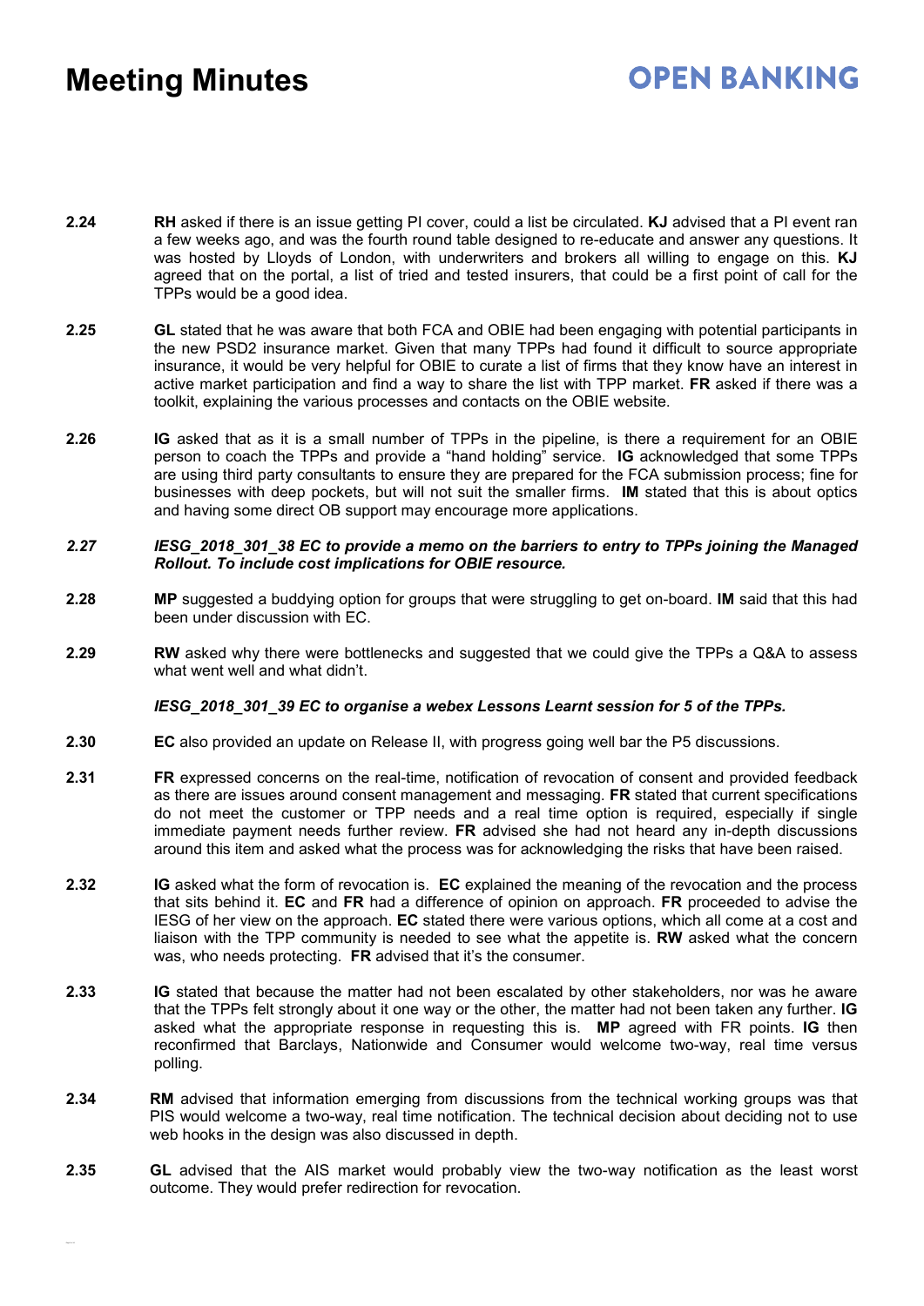**2.24** **RH** asked if there is an issue getting PI cover, could a list be circulated. **KJ** advised that a PI event ran a few weeks ago, and was the fourth round table designed to re-educate and answer any questions. It was hosted by Lloyds of London, with underwriters and brokers all willing to engage on this. **KJ** agreed that on the portal, a list of tried and tested insurers, that could be a first point of call for the TPPs would be a good idea.

**2.25** **GL** stated that he was aware that both FCA and OBIE had been engaging with potential participants in the new PSD2 insurance market. Given that many TPPs had found it difficult to source appropriate insurance, it would be very helpful for OBIE to curate a list of firms that they know have an interest in active market participation and find a way to share the list with TPP market. **FR** asked if there was a toolkit, explaining the various processes and contacts on the OBIE website.

**2.26** **IG** asked that as it is a small number of TPPs in the pipeline, is there a requirement for an OBIE person to coach the TPPs and provide a "hand holding" service. **IG** acknowledged that some TPPs are using third party consultants to ensure they are prepared for the FCA submission process; fine for businesses with deep pockets, but will not suit the smaller firms. **IM** stated that this is about optics and having some direct OB support may encourage more applications.

***2.27*** ***IESG_2018_301_38 EC to provide a memo on the barriers to entry to TPPs joining the Managed Rollout. To include cost implications for OBIE resource.***

**2.28** **MP** suggested a buddying option for groups that were struggling to get on-board. **IM** said that this had been under discussion with EC.

**2.29** **RW** asked why there were bottlenecks and suggested that we could give the TPPs a Q&A to assess what went well and what didn't.

***IESG_2018_301_39 EC to organise a webex Lessons Learnt session for 5 of the TPPs.***

**2.30** **EC** also provided an update on Release II, with progress going well bar the P5 discussions.

**2.31** **FR** expressed concerns on the real-time, notification of revocation of consent and provided feedback as there are issues around consent management and messaging. **FR** stated that current specifications do not meet the customer or TPP needs and a real time option is required, especially if single immediate payment needs further review. **FR** advised she had not heard any in-depth discussions around this item and asked what the process was for acknowledging the risks that have been raised.

**2.32** **IG** asked what the form of revocation is. **EC** explained the meaning of the revocation and the process that sits behind it. **EC** and **FR** had a difference of opinion on approach. **FR** proceeded to advise the IESG of her view on the approach. **EC** stated there were various options, which all come at a cost and liaison with the TPP community is needed to see what the appetite is. **RW** asked what the concern was, who needs protecting. **FR** advised that it's the consumer.

**2.33** **IG** stated that because the matter had not been escalated by other stakeholders, nor was he aware that the TPPs felt strongly about it one way or the other, the matter had not been taken any further. **IG** asked what the appropriate response in requesting this is. **MP** agreed with FR points. **IG** then reconfirmed that Barclays, Nationwide and Consumer would welcome two-way, real time versus polling.

**2.34** **RM** advised that information emerging from discussions from the technical working groups was that PIS would welcome a two-way, real time notification. The technical decision about deciding not to use web hooks in the design was also discussed in depth.

**2.35** **GL** advised that the AIS market would probably view the two-way notification as the least worst outcome. They would prefer redirection for revocation.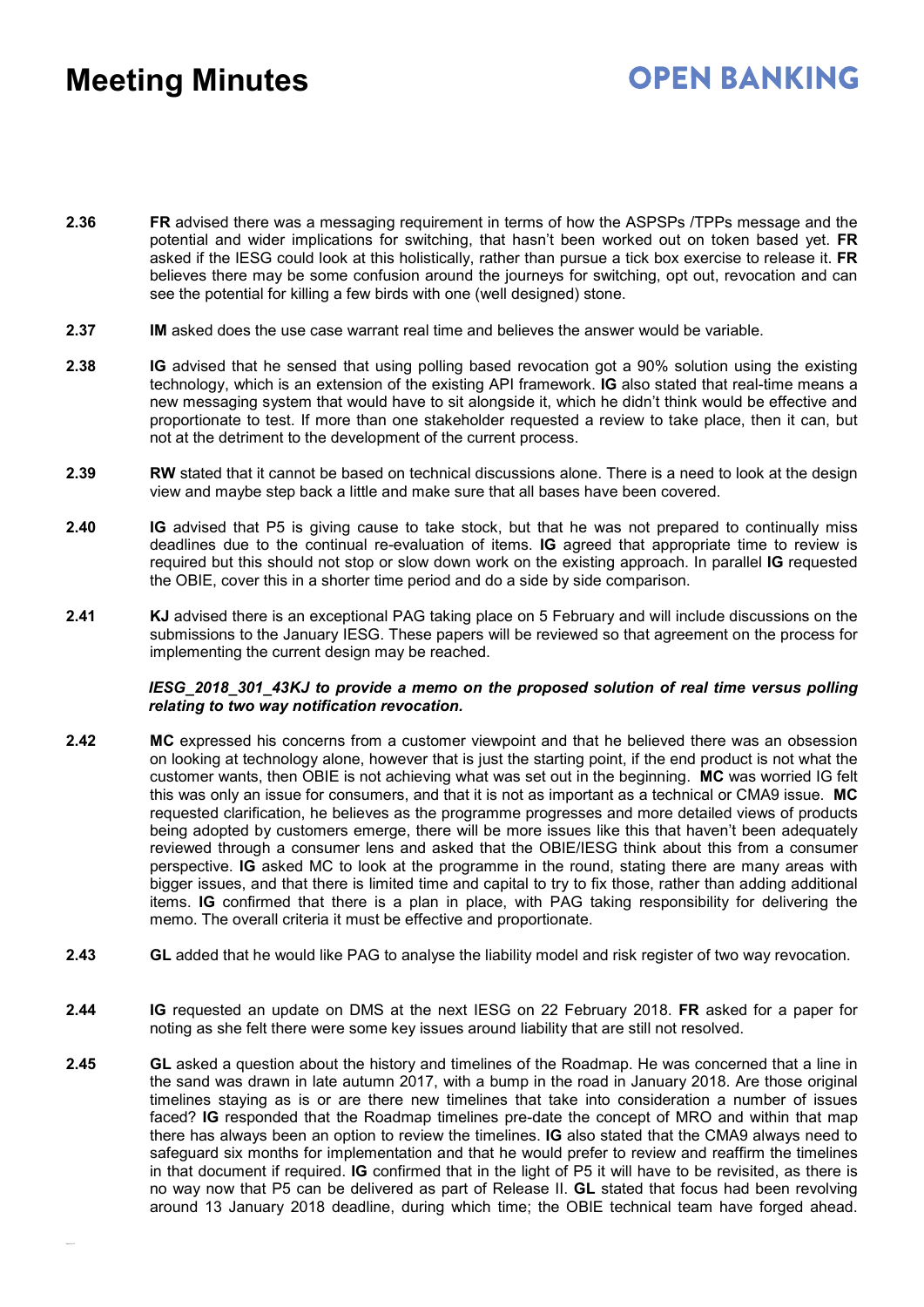**2.36** **FR** advised there was a messaging requirement in terms of how the ASPSPs /TPPs message and the potential and wider implications for switching, that hasn't been worked out on token based yet. **FR** asked if the IESG could look at this holistically, rather than pursue a tick box exercise to release it. **FR** believes there may be some confusion around the journeys for switching, opt out, revocation and can see the potential for killing a few birds with one (well designed) stone.

**2.37** **IM** asked does the use case warrant real time and believes the answer would be variable.

**2.38** **IG** advised that he sensed that using polling based revocation got a 90% solution using the existing technology, which is an extension of the existing API framework. **IG** also stated that real-time means a new messaging system that would have to sit alongside it, which he didn't think would be effective and proportionate to test. If more than one stakeholder requested a review to take place, then it can, but not at the detriment to the development of the current process.

**2.39** **RW** stated that it cannot be based on technical discussions alone. There is a need to look at the design view and maybe step back a little and make sure that all bases have been covered.

**2.40** **IG** advised that P5 is giving cause to take stock, but that he was not prepared to continually miss deadlines due to the continual re-evaluation of items. **IG** agreed that appropriate time to review is required but this should not stop or slow down work on the existing approach. In parallel **IG** requested the OBIE, cover this in a shorter time period and do a side by side comparison.

**2.41** **KJ** advised there is an exceptional PAG taking place on 5 February and will include discussions on the submissions to the January IESG. These papers will be reviewed so that agreement on the process for implementing the current design may be reached.

***IESG_2018_301_43KJ to provide a memo on the proposed solution of real time versus polling relating to two way notification revocation.***

**2.42** **MC** expressed his concerns from a customer viewpoint and that he believed there was an obsession on looking at technology alone, however that is just the starting point, if the end product is not what the customer wants, then OBIE is not achieving what was set out in the beginning. **MC** was worried IG felt this was only an issue for consumers, and that it is not as important as a technical or CMA9 issue. **MC** requested clarification, he believes as the programme progresses and more detailed views of products being adopted by customers emerge, there will be more issues like this that haven't been adequately reviewed through a consumer lens and asked that the OBIE/IESG think about this from a consumer perspective. **IG** asked MC to look at the programme in the round, stating there are many areas with bigger issues, and that there is limited time and capital to try to fix those, rather than adding additional items. **IG** confirmed that there is a plan in place, with PAG taking responsibility for delivering the memo. The overall criteria it must be effective and proportionate.

**2.43** **GL** added that he would like PAG to analyse the liability model and risk register of two way revocation.

**2.44** **IG** requested an update on DMS at the next IESG on 22 February 2018. **FR** asked for a paper for noting as she felt there were some key issues around liability that are still not resolved.

**2.45** **GL** asked a question about the history and timelines of the Roadmap. He was concerned that a line in the sand was drawn in late autumn 2017, with a bump in the road in January 2018. Are those original timelines staying as is or are there new timelines that take into consideration a number of issues faced? **IG** responded that the Roadmap timelines pre-date the concept of MRO and within that map there has always been an option to review the timelines. **IG** also stated that the CMA9 always need to safeguard six months for implementation and that he would prefer to review and reaffirm the timelines in that document if required. **IG** confirmed that in the light of P5 it will have to be revisited, as there is no way now that P5 can be delivered as part of Release II. **GL** stated that focus had been revolving around 13 January 2018 deadline, during which time; the OBIE technical team have forged ahead.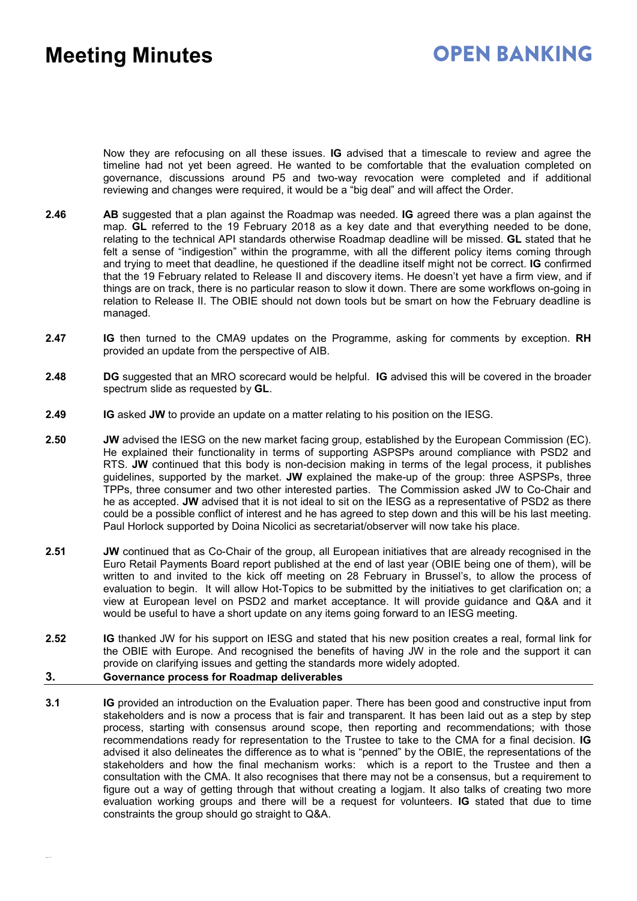Now they are refocusing on all these issues. **IG** advised that a timescale to review and agree the timeline had not yet been agreed. He wanted to be comfortable that the evaluation completed on governance, discussions around P5 and two-way revocation were completed and if additional reviewing and changes were required, it would be a "big deal" and will affect the Order.

**2.46** **AB** suggested that a plan against the Roadmap was needed. **IG** agreed there was a plan against the map. **GL** referred to the 19 February 2018 as a key date and that everything needed to be done, relating to the technical API standards otherwise Roadmap deadline will be missed. **GL** stated that he felt a sense of "indigestion" within the programme, with all the different policy items coming through and trying to meet that deadline, he questioned if the deadline itself might not be correct. **IG** confirmed that the 19 February related to Release II and discovery items. He doesn't yet have a firm view, and if things are on track, there is no particular reason to slow it down. There are some workflows on-going in relation to Release II. The OBIE should not down tools but be smart on how the February deadline is managed.

**2.47** **IG** then turned to the CMA9 updates on the Programme, asking for comments by exception. **RH** provided an update from the perspective of AIB.

**2.48** **DG** suggested that an MRO scorecard would be helpful. **IG** advised this will be covered in the broader spectrum slide as requested by **GL**.

**2.49** **IG** asked **JW** to provide an update on a matter relating to his position on the IESG.

**2.50** **JW** advised the IESG on the new market facing group, established by the European Commission (EC). He explained their functionality in terms of supporting ASPSPs around compliance with PSD2 and RTS. **JW** continued that this body is non-decision making in terms of the legal process, it publishes guidelines, supported by the market. **JW** explained the make-up of the group: three ASPSPs, three TPPs, three consumer and two other interested parties. The Commission asked JW to Co-Chair and he as accepted. **JW** advised that it is not ideal to sit on the IESG as a representative of PSD2 as there could be a possible conflict of interest and he has agreed to step down and this will be his last meeting. Paul Horlock supported by Doina Nicolici as secretariat/observer will now take his place.

**2.51** **JW** continued that as Co-Chair of the group, all European initiatives that are already recognised in the Euro Retail Payments Board report published at the end of last year (OBIE being one of them), will be written to and invited to the kick off meeting on 28 February in Brussel's, to allow the process of evaluation to begin. It will allow Hot-Topics to be submitted by the initiatives to get clarification on; a view at European level on PSD2 and market acceptance. It will provide guidance and Q&A and it would be useful to have a short update on any items going forward to an IESG meeting.

**2.52** **IG** thanked JW for his support on IESG and stated that his new position creates a real, formal link for the OBIE with Europe. And recognised the benefits of having JW in the role and the support it can provide on clarifying issues and getting the standards more widely adopted.

## 3. Governance process for Roadmap deliverables

**3.1** **IG** provided an introduction on the Evaluation paper. There has been good and constructive input from stakeholders and is now a process that is fair and transparent. It has been laid out as a step by step process, starting with consensus around scope, then reporting and recommendations; with those recommendations ready for representation to the Trustee to take to the CMA for a final decision. **IG** advised it also delineates the difference as to what is "penned" by the OBIE, the representations of the stakeholders and how the final mechanism works: which is a report to the Trustee and then a consultation with the CMA. It also recognises that there may not be a consensus, but a requirement to figure out a way of getting through that without creating a logjam. It also talks of creating two more evaluation working groups and there will be a request for volunteers. **IG** stated that due to time constraints the group should go straight to Q&A.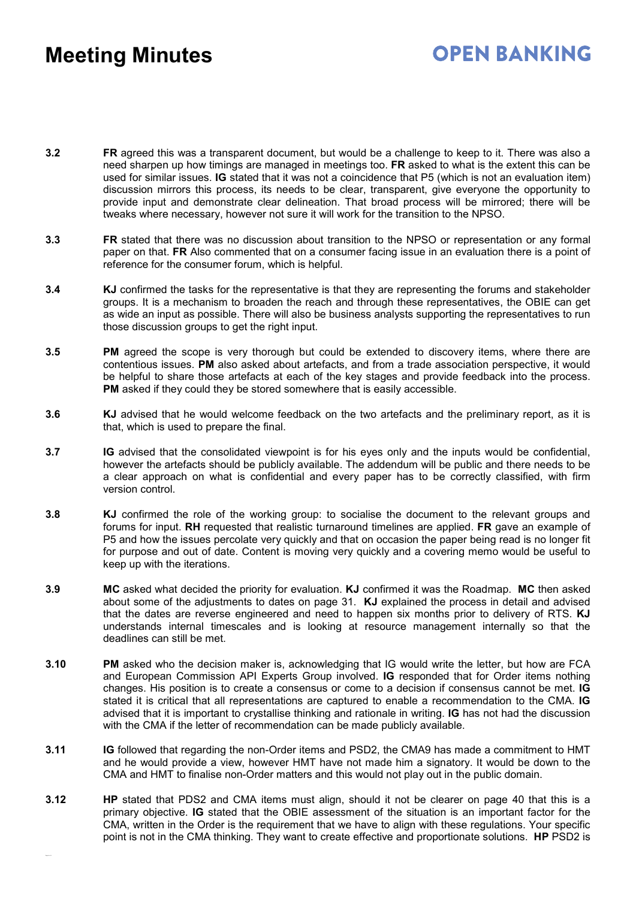**3.2** **FR** agreed this was a transparent document, but would be a challenge to keep to it. There was also a need sharpen up how timings are managed in meetings too. **FR** asked to what is the extent this can be used for similar issues. **IG** stated that it was not a coincidence that P5 (which is not an evaluation item) discussion mirrors this process, its needs to be clear, transparent, give everyone the opportunity to provide input and demonstrate clear delineation. That broad process will be mirrored; there will be tweaks where necessary, however not sure it will work for the transition to the NPSO.

**3.3** **FR** stated that there was no discussion about transition to the NPSO or representation or any formal paper on that. **FR** Also commented that on a consumer facing issue in an evaluation there is a point of reference for the consumer forum, which is helpful.

**3.4** **KJ** confirmed the tasks for the representative is that they are representing the forums and stakeholder groups. It is a mechanism to broaden the reach and through these representatives, the OBIE can get as wide an input as possible. There will also be business analysts supporting the representatives to run those discussion groups to get the right input.

**3.5** **PM** agreed the scope is very thorough but could be extended to discovery items, where there are contentious issues. **PM** also asked about artefacts, and from a trade association perspective, it would be helpful to share those artefacts at each of the key stages and provide feedback into the process. **PM** asked if they could they be stored somewhere that is easily accessible.

**3.6** **KJ** advised that he would welcome feedback on the two artefacts and the preliminary report, as it is that, which is used to prepare the final.

**3.7** **IG** advised that the consolidated viewpoint is for his eyes only and the inputs would be confidential, however the artefacts should be publicly available. The addendum will be public and there needs to be a clear approach on what is confidential and every paper has to be correctly classified, with firm version control.

**3.8** **KJ** confirmed the role of the working group: to socialise the document to the relevant groups and forums for input. **RH** requested that realistic turnaround timelines are applied. **FR** gave an example of P5 and how the issues percolate very quickly and that on occasion the paper being read is no longer fit for purpose and out of date. Content is moving very quickly and a covering memo would be useful to keep up with the iterations.

**3.9** **MC** asked what decided the priority for evaluation. **KJ** confirmed it was the Roadmap. **MC** then asked about some of the adjustments to dates on page 31. **KJ** explained the process in detail and advised that the dates are reverse engineered and need to happen six months prior to delivery of RTS. **KJ** understands internal timescales and is looking at resource management internally so that the deadlines can still be met.

**3.10** **PM** asked who the decision maker is, acknowledging that IG would write the letter, but how are FCA and European Commission API Experts Group involved. **IG** responded that for Order items nothing changes. His position is to create a consensus or come to a decision if consensus cannot be met. **IG** stated it is critical that all representations are captured to enable a recommendation to the CMA. **IG** advised that it is important to crystallise thinking and rationale in writing. **IG** has not had the discussion with the CMA if the letter of recommendation can be made publicly available.

**3.11** **IG** followed that regarding the non-Order items and PSD2, the CMA9 has made a commitment to HMT and he would provide a view, however HMT have not made him a signatory. It would be down to the CMA and HMT to finalise non-Order matters and this would not play out in the public domain.

**3.12** **HP** stated that PDS2 and CMA items must align, should it not be clearer on page 40 that this is a primary objective. **IG** stated that the OBIE assessment of the situation is an important factor for the CMA, written in the Order is the requirement that we have to align with these regulations. Your specific point is not in the CMA thinking. They want to create effective and proportionate solutions. **HP** PSD2 is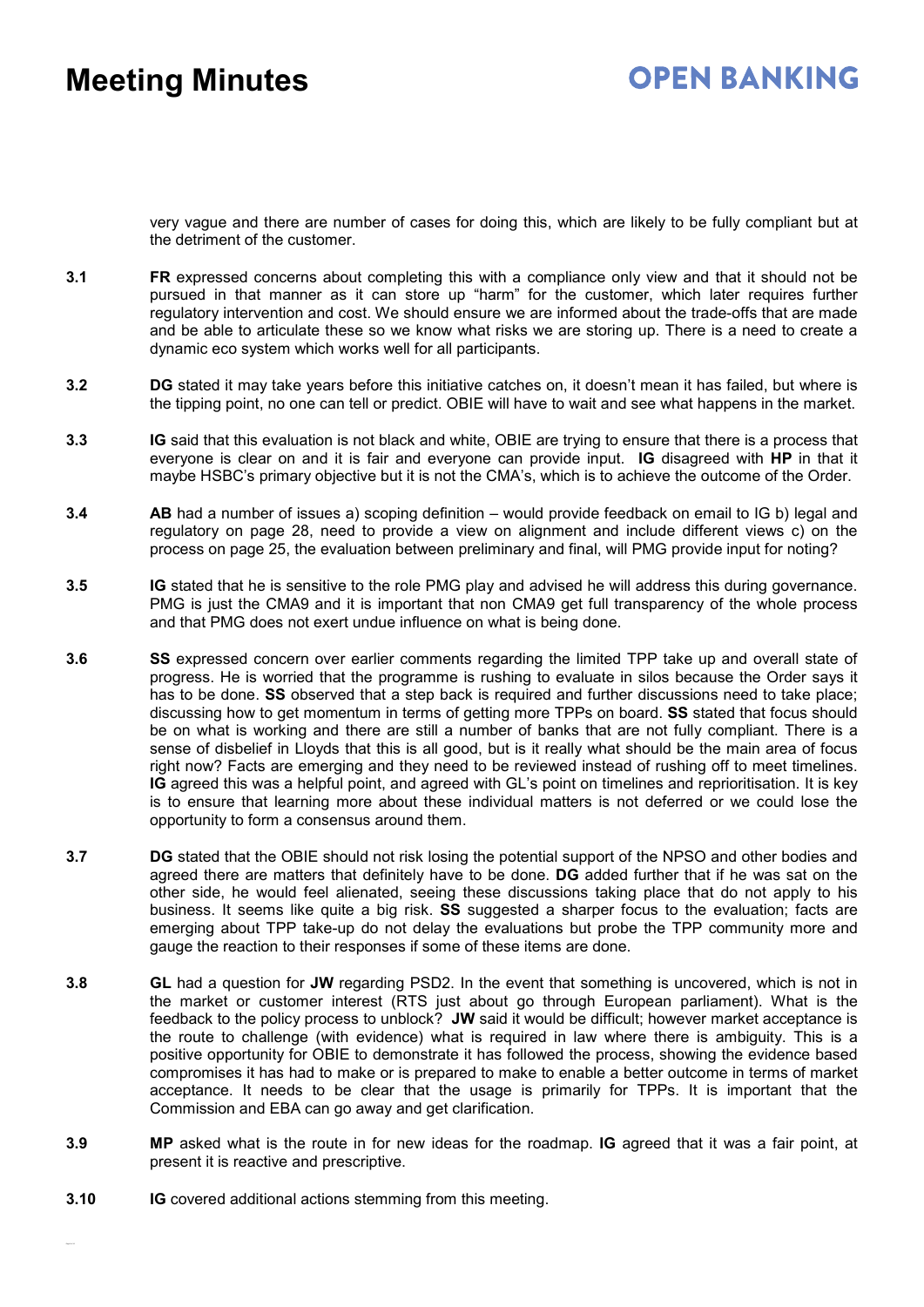very vague and there are number of cases for doing this, which are likely to be fully compliant but at the detriment of the customer.

**3.1** **FR** expressed concerns about completing this with a compliance only view and that it should not be pursued in that manner as it can store up "harm" for the customer, which later requires further regulatory intervention and cost. We should ensure we are informed about the trade-offs that are made and be able to articulate these so we know what risks we are storing up. There is a need to create a dynamic eco system which works well for all participants.

**3.2** **DG** stated it may take years before this initiative catches on, it doesn't mean it has failed, but where is the tipping point, no one can tell or predict. OBIE will have to wait and see what happens in the market.

**3.3** **IG** said that this evaluation is not black and white, OBIE are trying to ensure that there is a process that everyone is clear on and it is fair and everyone can provide input. **IG** disagreed with **HP** in that it maybe HSBC's primary objective but it is not the CMA's, which is to achieve the outcome of the Order.

**3.4** **AB** had a number of issues a) scoping definition – would provide feedback on email to IG b) legal and regulatory on page 28, need to provide a view on alignment and include different views c) on the process on page 25, the evaluation between preliminary and final, will PMG provide input for noting?

**3.5** **IG** stated that he is sensitive to the role PMG play and advised he will address this during governance. PMG is just the CMA9 and it is important that non CMA9 get full transparency of the whole process and that PMG does not exert undue influence on what is being done.

**3.6** **SS** expressed concern over earlier comments regarding the limited TPP take up and overall state of progress. He is worried that the programme is rushing to evaluate in silos because the Order says it has to be done. **SS** observed that a step back is required and further discussions need to take place; discussing how to get momentum in terms of getting more TPPs on board. **SS** stated that focus should be on what is working and there are still a number of banks that are not fully compliant. There is a sense of disbelief in Lloyds that this is all good, but is it really what should be the main area of focus right now? Facts are emerging and they need to be reviewed instead of rushing off to meet timelines. **IG** agreed this was a helpful point, and agreed with GL's point on timelines and reprioritisation. It is key is to ensure that learning more about these individual matters is not deferred or we could lose the opportunity to form a consensus around them.

**3.7** **DG** stated that the OBIE should not risk losing the potential support of the NPSO and other bodies and agreed there are matters that definitely have to be done. **DG** added further that if he was sat on the other side, he would feel alienated, seeing these discussions taking place that do not apply to his business. It seems like quite a big risk. **SS** suggested a sharper focus to the evaluation; facts are emerging about TPP take-up do not delay the evaluations but probe the TPP community more and gauge the reaction to their responses if some of these items are done.

**3.8** **GL** had a question for **JW** regarding PSD2. In the event that something is uncovered, which is not in the market or customer interest (RTS just about go through European parliament). What is the feedback to the policy process to unblock? **JW** said it would be difficult; however market acceptance is the route to challenge (with evidence) what is required in law where there is ambiguity. This is a positive opportunity for OBIE to demonstrate it has followed the process, showing the evidence based compromises it has had to make or is prepared to make to enable a better outcome in terms of market acceptance. It needs to be clear that the usage is primarily for TPPs. It is important that the Commission and EBA can go away and get clarification.

**3.9** **MP** asked what is the route in for new ideas for the roadmap. **IG** agreed that it was a fair point, at present it is reactive and prescriptive.

**3.10** **IG** covered additional actions stemming from this meeting.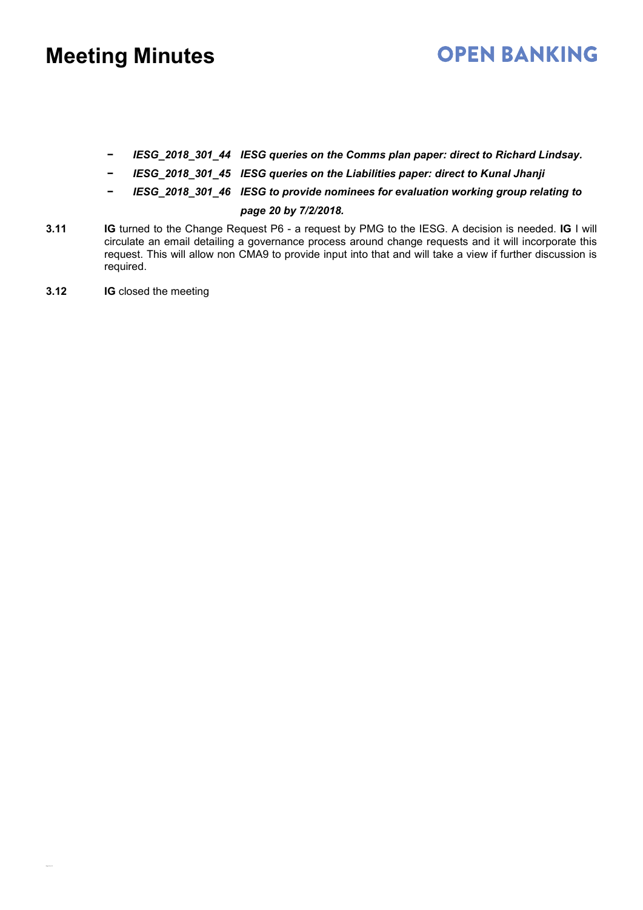- ***IESG_2018_301_44 IESG queries on the Comms plan paper: direct to Richard Lindsay.***
- ***IESG_2018_301_45 IESG queries on the Liabilities paper: direct to Kunal Jhanji***
- ***IESG_2018_301_46 IESG to provide nominees for evaluation working group relating to page 20 by 7/2/2018.***

**3.11** **IG** turned to the Change Request P6 - a request by PMG to the IESG. A decision is needed. **IG** I will circulate an email detailing a governance process around change requests and it will incorporate this request. This will allow non CMA9 to provide input into that and will take a view if further discussion is required.

**3.12** **IG** closed the meeting